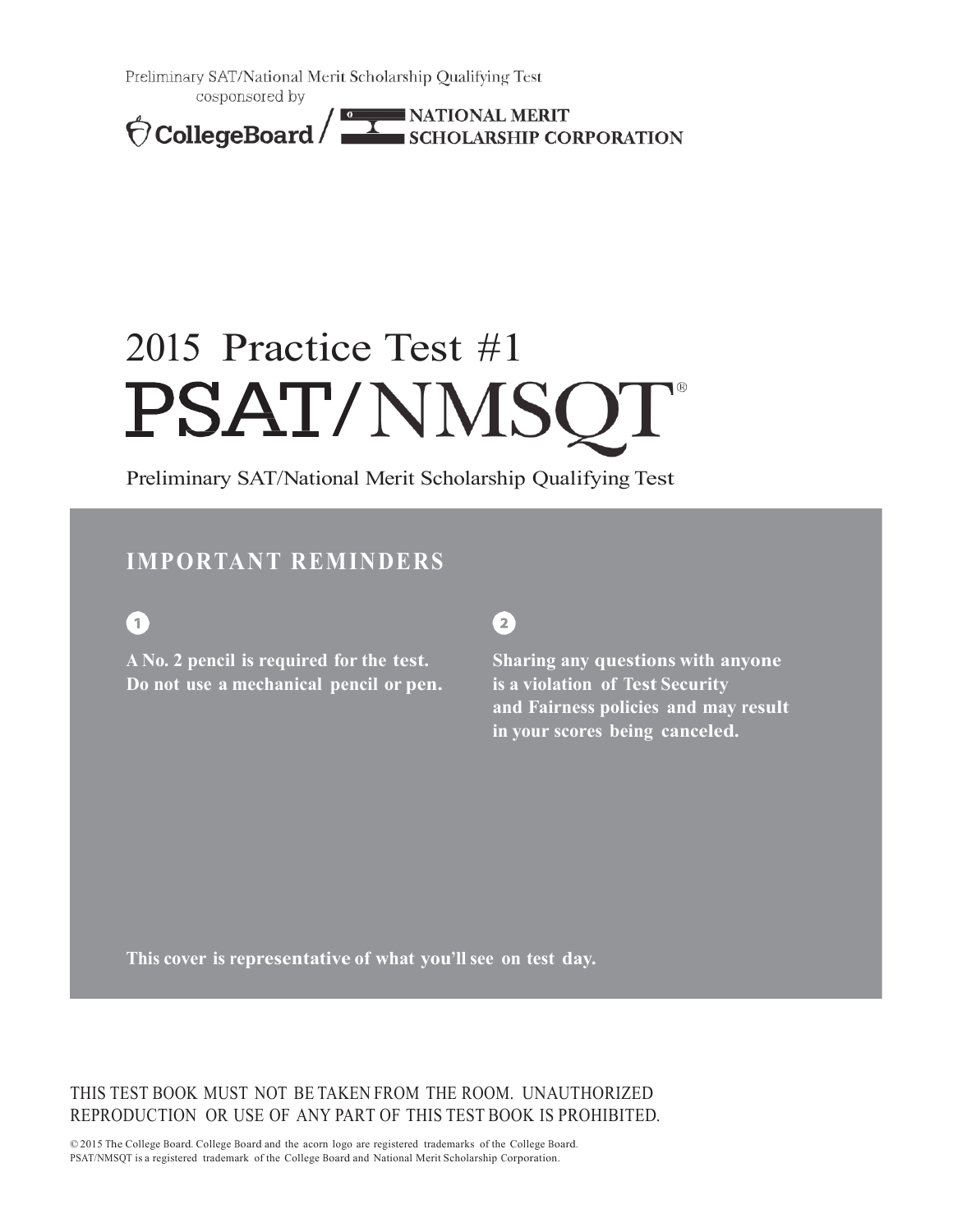Preliminary SAT/National Merit Scholarship Qualifying Test
cosponsored by

CollegeBoard / NATIONAL MERIT SCHOLARSHIP CORPORATION

# 2015 Practice Test #1

# PSAT/NMSQT®

Preliminary SAT/National Merit Scholarship Qualifying Test

## IMPORTANT REMINDERS

1

**A No. 2 pencil is required for the test. Do not use a mechanical pencil or pen.**

2

**Sharing any questions with anyone is a violation of Test Security and Fairness policies and may result in your scores being canceled.**

**This cover is representative of what you'll see on test day.**

THIS TEST BOOK MUST NOT BE TAKEN FROM THE ROOM. UNAUTHORIZED REPRODUCTION OR USE OF ANY PART OF THIS TEST BOOK IS PROHIBITED.

© 2015 The College Board. College Board and the acorn logo are registered trademarks of the College Board.
PSAT/NMSQT is a registered trademark of the College Board and National Merit Scholarship Corporation.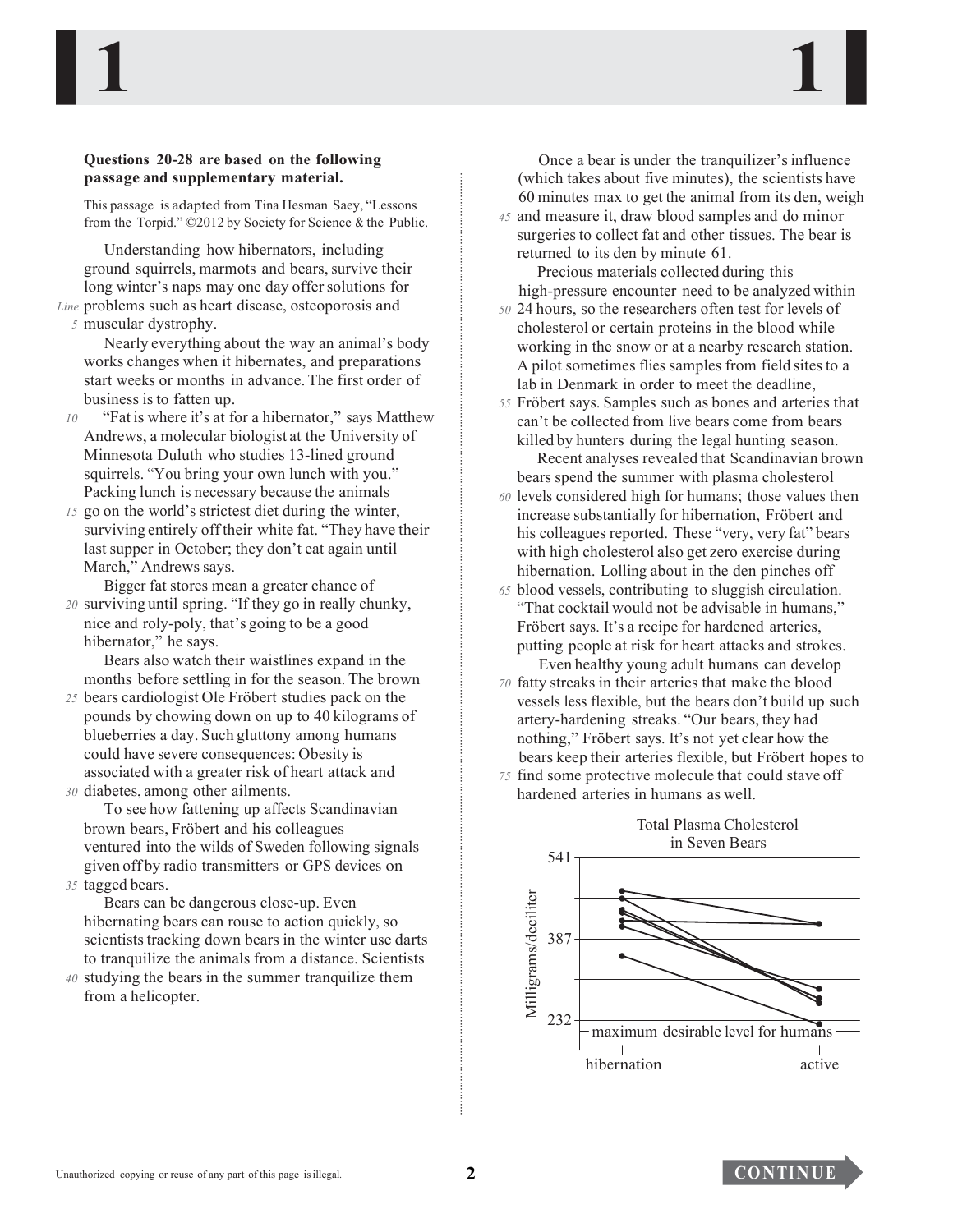**Questions 20-28 are based on the following passage and supplementary material.**

This passage is adapted from Tina Hesman Saey, "Lessons from the Torpid." ©2012 by Society for Science & the Public.

Understanding how hibernators, including ground squirrels, marmots and bears, survive their long winter's naps may one day offer solutions for problems such as heart disease, osteoporosis and muscular dystrophy.

Nearly everything about the way an animal's body works changes when it hibernates, and preparations start weeks or months in advance. The first order of business is to fatten up.

"Fat is where it's at for a hibernator," says Matthew Andrews, a molecular biologist at the University of Minnesota Duluth who studies 13-lined ground squirrels. "You bring your own lunch with you." Packing lunch is necessary because the animals go on the world's strictest diet during the winter, surviving entirely off their white fat. "They have their last supper in October; they don't eat again until March," Andrews says.

Bigger fat stores mean a greater chance of surviving until spring. "If they go in really chunky, nice and roly-poly, that's going to be a good hibernator," he says.

Bears also watch their waistlines expand in the months before settling in for the season. The brown bears cardiologist Ole Fröbert studies pack on the pounds by chowing down on up to 40 kilograms of blueberries a day. Such gluttony among humans could have severe consequences: Obesity is associated with a greater risk of heart attack and diabetes, among other ailments.

To see how fattening up affects Scandinavian brown bears, Fröbert and his colleagues ventured into the wilds of Sweden following signals given off by radio transmitters or GPS devices on tagged bears.

Bears can be dangerous close-up. Even hibernating bears can rouse to action quickly, so scientists tracking down bears in the winter use darts to tranquilize the animals from a distance. Scientists studying the bears in the summer tranquilize them from a helicopter.

Once a bear is under the tranquilizer's influence (which takes about five minutes), the scientists have 60 minutes max to get the animal from its den, weigh and measure it, draw blood samples and do minor surgeries to collect fat and other tissues. The bear is returned to its den by minute 61.

Precious materials collected during this high-pressure encounter need to be analyzed within 24 hours, so the researchers often test for levels of cholesterol or certain proteins in the blood while working in the snow or at a nearby research station. A pilot sometimes flies samples from field sites to a lab in Denmark in order to meet the deadline, Fröbert says. Samples such as bones and arteries that can't be collected from live bears come from bears killed by hunters during the legal hunting season.

Recent analyses revealed that Scandinavian brown bears spend the summer with plasma cholesterol levels considered high for humans; those values then increase substantially for hibernation, Fröbert and his colleagues reported. These "very, very fat" bears with high cholesterol also get zero exercise during hibernation. Lolling about in the den pinches off blood vessels, contributing to sluggish circulation. "That cocktail would not be advisable in humans," Fröbert says. It's a recipe for hardened arteries, putting people at risk for heart attacks and strokes.

Even healthy young adult humans can develop fatty streaks in their arteries that make the blood vessels less flexible, but the bears don't build up such artery-hardening streaks. "Our bears, they had nothing," Fröbert says. It's not yet clear how the bears keep their arteries flexible, but Fröbert hopes to find some protective molecule that could stave off hardened arteries in humans as well.

Total Plasma Cholesterol in Seven Bears

(Graph: y-axis "Milligrams/deciliter" with marks 232, 387, 541; x-axis "hibernation" and "active"; line labeled "maximum desirable level for humans" near 232.)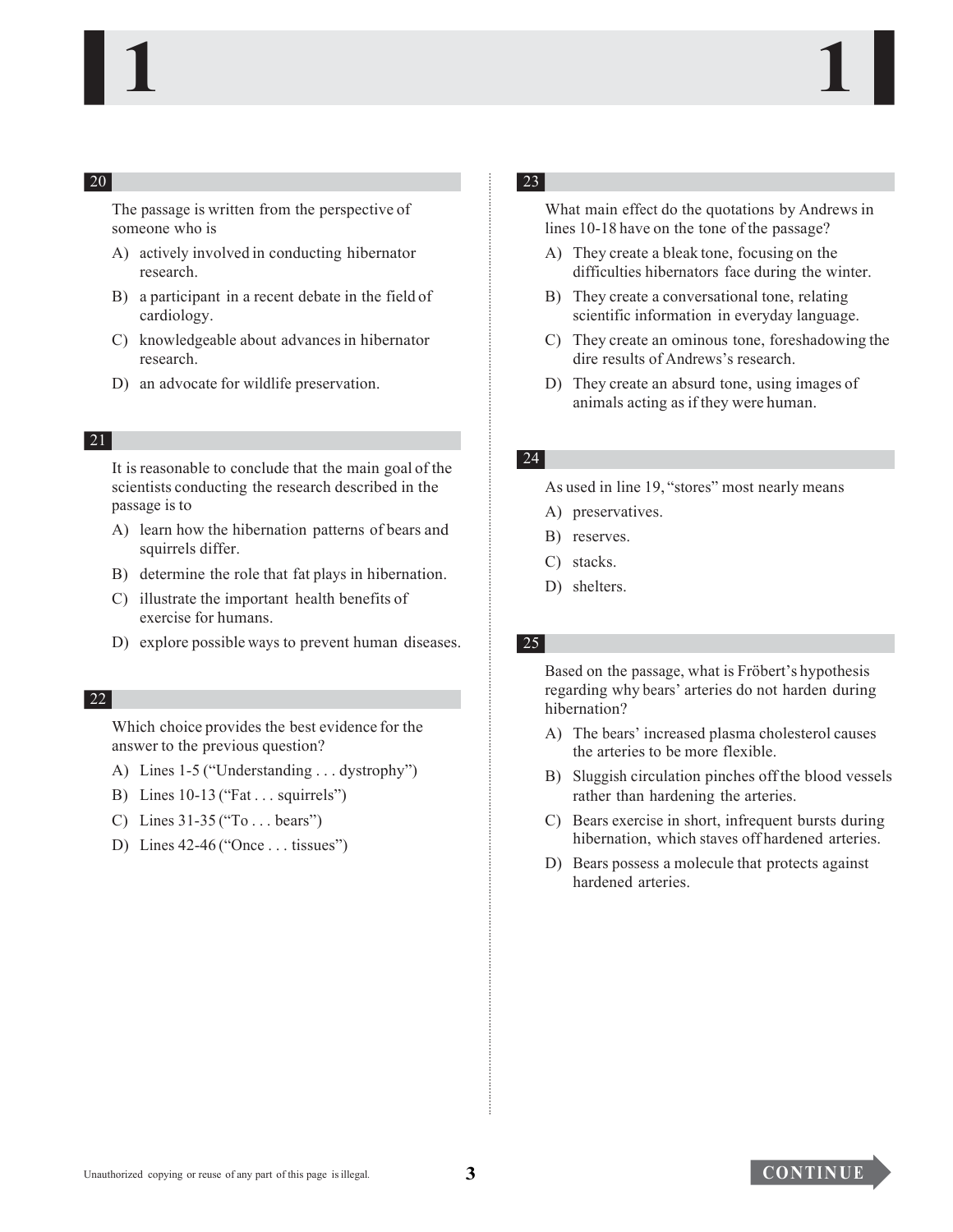**20**

The passage is written from the perspective of someone who is

A) actively involved in conducting hibernator research.

B) a participant in a recent debate in the field of cardiology.

C) knowledgeable about advances in hibernator research.

D) an advocate for wildlife preservation.

**21**

It is reasonable to conclude that the main goal of the scientists conducting the research described in the passage is to

A) learn how the hibernation patterns of bears and squirrels differ.

B) determine the role that fat plays in hibernation.

C) illustrate the important health benefits of exercise for humans.

D) explore possible ways to prevent human diseases.

**22**

Which choice provides the best evidence for the answer to the previous question?

A) Lines 1-5 ("Understanding . . . dystrophy")

B) Lines 10-13 ("Fat . . . squirrels")

C) Lines 31-35 ("To . . . bears")

D) Lines 42-46 ("Once . . . tissues")

**23**

What main effect do the quotations by Andrews in lines 10-18 have on the tone of the passage?

A) They create a bleak tone, focusing on the difficulties hibernators face during the winter.

B) They create a conversational tone, relating scientific information in everyday language.

C) They create an ominous tone, foreshadowing the dire results of Andrews's research.

D) They create an absurd tone, using images of animals acting as if they were human.

**24**

As used in line 19, "stores" most nearly means

A) preservatives.

B) reserves.

C) stacks.

D) shelters.

**25**

Based on the passage, what is Fröbert's hypothesis regarding why bears' arteries do not harden during hibernation?

A) The bears' increased plasma cholesterol causes the arteries to be more flexible.

B) Sluggish circulation pinches off the blood vessels rather than hardening the arteries.

C) Bears exercise in short, infrequent bursts during hibernation, which staves off hardened arteries.

D) Bears possess a molecule that protects against hardened arteries.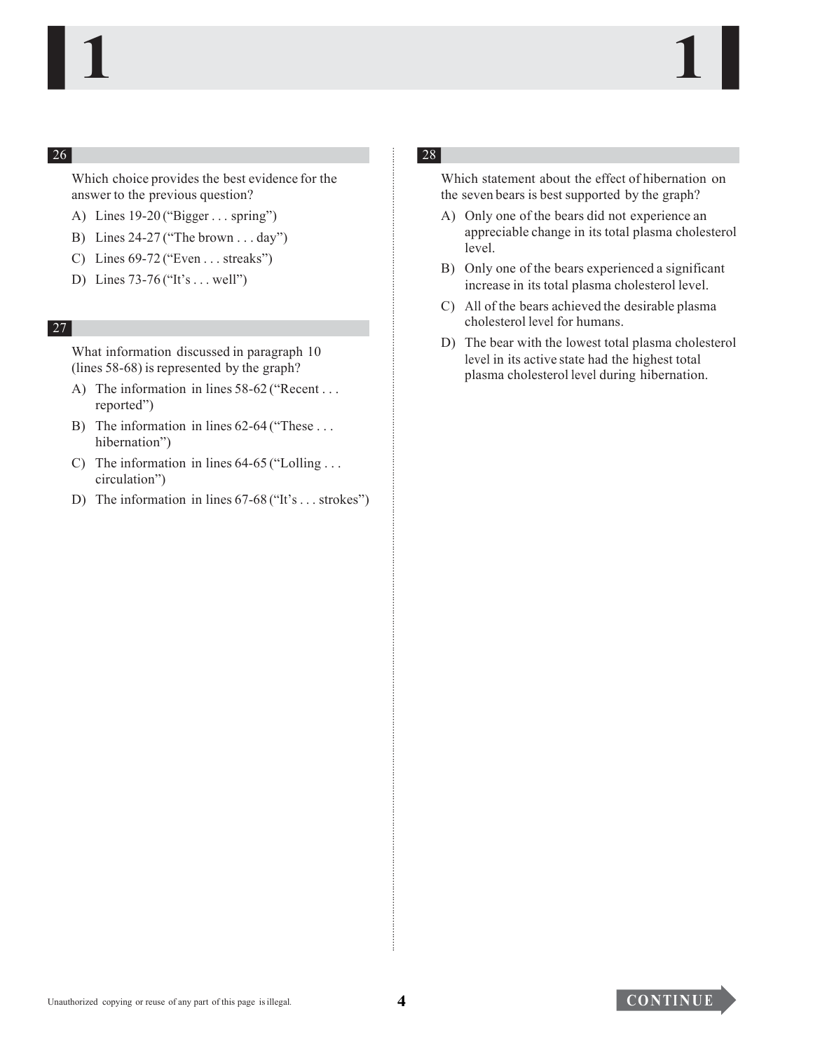**26**

Which choice provides the best evidence for the answer to the previous question?

A) Lines 19-20 ("Bigger . . . spring")

B) Lines 24-27 ("The brown . . . day")

C) Lines 69-72 ("Even . . . streaks")

D) Lines 73-76 ("It's . . . well")

**27**

What information discussed in paragraph 10 (lines 58-68) is represented by the graph?

A) The information in lines 58-62 ("Recent . . . reported")

B) The information in lines 62-64 ("These . . . hibernation")

C) The information in lines 64-65 ("Lolling . . . circulation")

D) The information in lines 67-68 ("It's . . . strokes")

**28**

Which statement about the effect of hibernation on the seven bears is best supported by the graph?

A) Only one of the bears did not experience an appreciable change in its total plasma cholesterol level.

B) Only one of the bears experienced a significant increase in its total plasma cholesterol level.

C) All of the bears achieved the desirable plasma cholesterol level for humans.

D) The bear with the lowest total plasma cholesterol level in its active state had the highest total plasma cholesterol level during hibernation.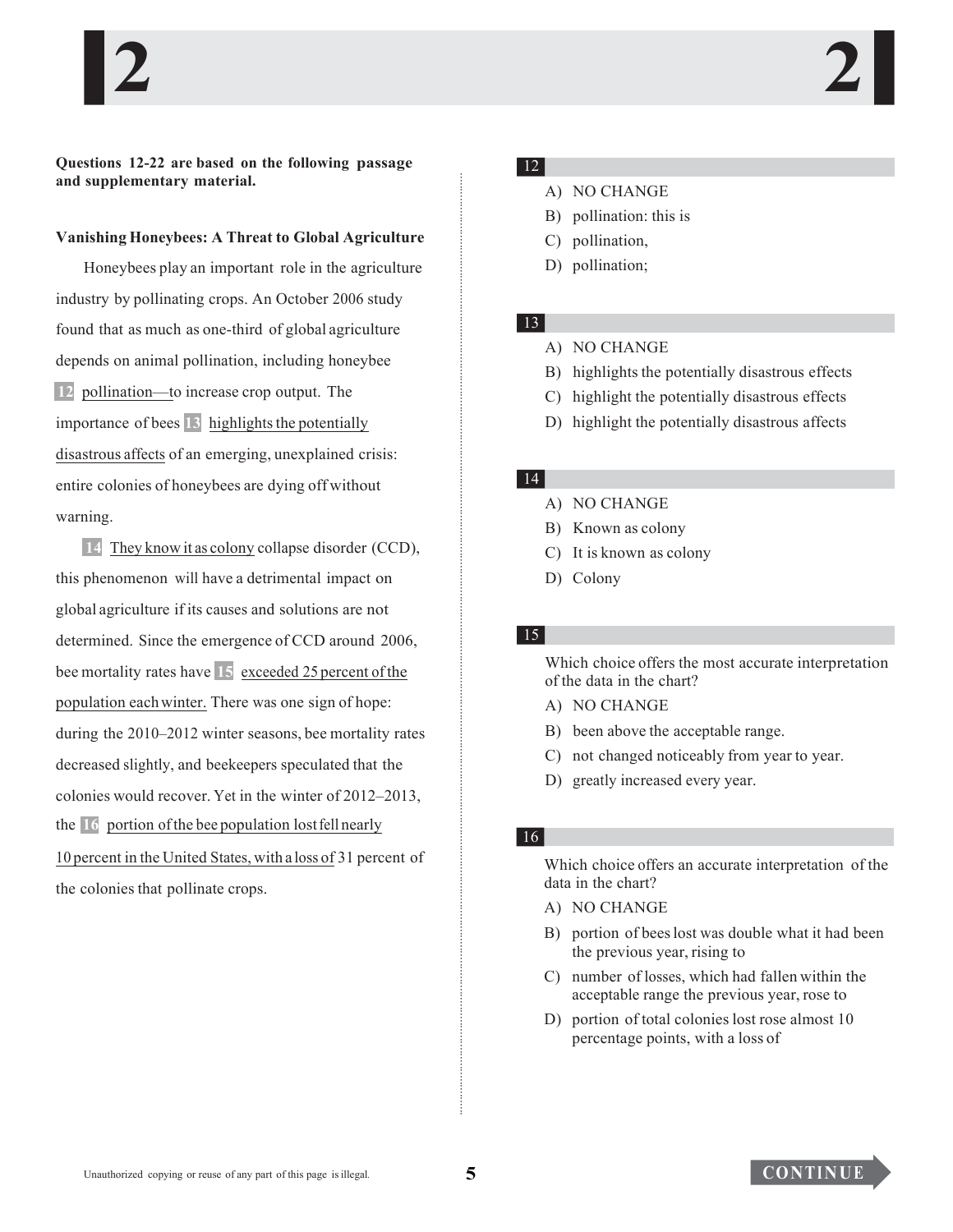**Questions 12-22 are based on the following passage and supplementary material.**

**Vanishing Honeybees: A Threat to Global Agriculture**

Honeybees play an important role in the agriculture industry by pollinating crops. An October 2006 study found that as much as one-third of global agriculture depends on animal pollination, including honeybee **12** pollination—to increase crop output. The importance of bees **13** highlights the potentially disastrous affects of an emerging, unexplained crisis: entire colonies of honeybees are dying off without warning.

**14** They know it as colony collapse disorder (CCD), this phenomenon will have a detrimental impact on global agriculture if its causes and solutions are not determined. Since the emergence of CCD around 2006, bee mortality rates have **15** exceeded 25 percent of the population each winter. There was one sign of hope: during the 2010–2012 winter seasons, bee mortality rates decreased slightly, and beekeepers speculated that the colonies would recover. Yet in the winter of 2012–2013, the **16** portion of the bee population lost fell nearly 10 percent in the United States, with a loss of 31 percent of the colonies that pollinate crops.

**12**

A) NO CHANGE
B) pollination: this is
C) pollination,
D) pollination;

**13**

A) NO CHANGE
B) highlights the potentially disastrous effects
C) highlight the potentially disastrous effects
D) highlight the potentially disastrous affects

**14**

A) NO CHANGE
B) Known as colony
C) It is known as colony
D) Colony

**15**

Which choice offers the most accurate interpretation of the data in the chart?

A) NO CHANGE
B) been above the acceptable range.
C) not changed noticeably from year to year.
D) greatly increased every year.

**16**

Which choice offers an accurate interpretation of the data in the chart?

A) NO CHANGE
B) portion of bees lost was double what it had been the previous year, rising to
C) number of losses, which had fallen within the acceptable range the previous year, rose to
D) portion of total colonies lost rose almost 10 percentage points, with a loss of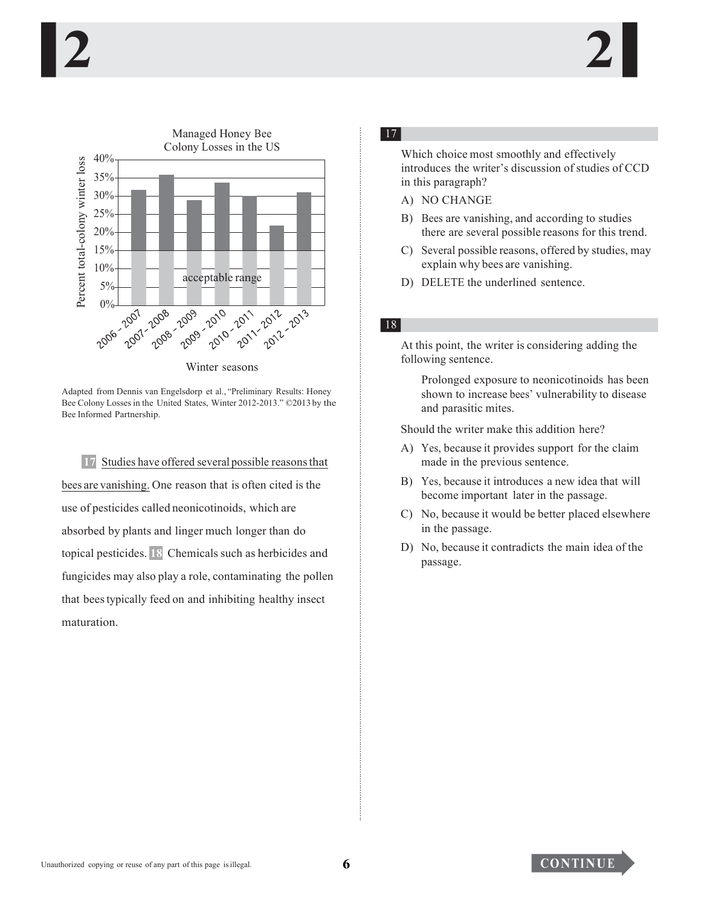Managed Honey Bee Colony Losses in the US

| Winter seasons | Percent total-colony winter loss |
|---|---|
| 2006 – 2007 | ~32% |
| 2007 – 2008 | ~36% |
| 2008 – 2009 | ~29% |
| 2009 – 2010 | ~34% |
| 2010 – 2011 | ~30% |
| 2011 – 2012 | ~22% |
| 2012 – 2013 | ~31% |

acceptable range: 0%–15%

Adapted from Dennis van Engelsdorp et al., "Preliminary Results: Honey Bee Colony Losses in the United States, Winter 2012-2013." ©2013 by the Bee Informed Partnership.

**17** Studies have offered several possible reasons that bees are vanishing. One reason that is often cited is the use of pesticides called neonicotinoids, which are absorbed by plants and linger much longer than do topical pesticides. **18** Chemicals such as herbicides and fungicides may also play a role, contaminating the pollen that bees typically feed on and inhibiting healthy insect maturation.

**17**

Which choice most smoothly and effectively introduces the writer's discussion of studies of CCD in this paragraph?

A) NO CHANGE

B) Bees are vanishing, and according to studies there are several possible reasons for this trend.

C) Several possible reasons, offered by studies, may explain why bees are vanishing.

D) DELETE the underlined sentence.

**18**

At this point, the writer is considering adding the following sentence.

> Prolonged exposure to neonicotinoids has been shown to increase bees' vulnerability to disease and parasitic mites.

Should the writer make this addition here?

A) Yes, because it provides support for the claim made in the previous sentence.

B) Yes, because it introduces a new idea that will become important later in the passage.

C) No, because it would be better placed elsewhere in the passage.

D) No, because it contradicts the main idea of the passage.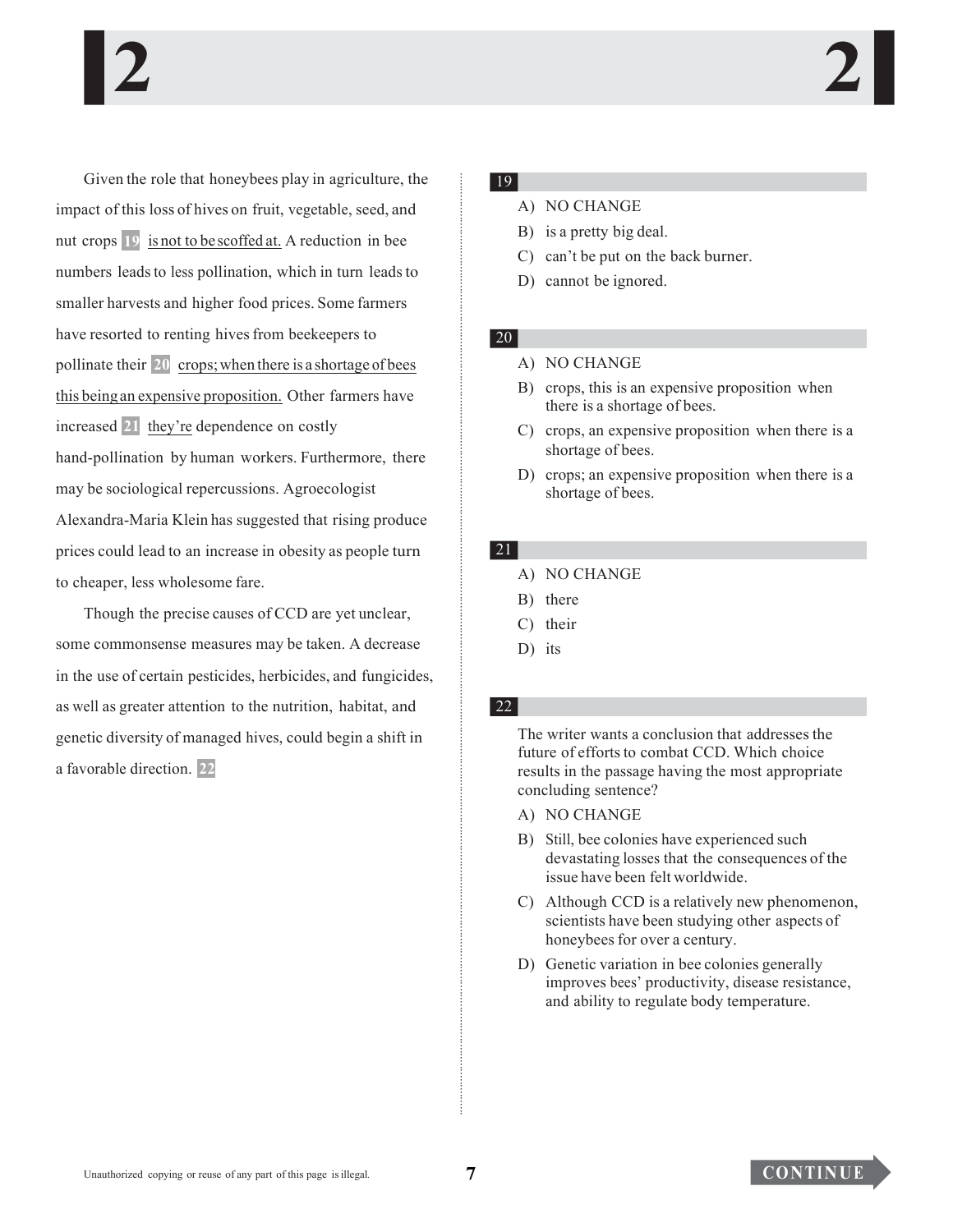Given the role that honeybees play in agriculture, the impact of this loss of hives on fruit, vegetable, seed, and nut crops **19** is not to be scoffed at. A reduction in bee numbers leads to less pollination, which in turn leads to smaller harvests and higher food prices. Some farmers have resorted to renting hives from beekeepers to pollinate their **20** crops; when there is a shortage of bees this being an expensive proposition. Other farmers have increased **21** they're dependence on costly hand-pollination by human workers. Furthermore, there may be sociological repercussions. Agroecologist Alexandra-Maria Klein has suggested that rising produce prices could lead to an increase in obesity as people turn to cheaper, less wholesome fare.

Though the precise causes of CCD are yet unclear, some commonsense measures may be taken. A decrease in the use of certain pesticides, herbicides, and fungicides, as well as greater attention to the nutrition, habitat, and genetic diversity of managed hives, could begin a shift in a favorable direction. **22**

**19**

A) NO CHANGE
B) is a pretty big deal.
C) can't be put on the back burner.
D) cannot be ignored.

**20**

A) NO CHANGE
B) crops, this is an expensive proposition when there is a shortage of bees.
C) crops, an expensive proposition when there is a shortage of bees.
D) crops; an expensive proposition when there is a shortage of bees.

**21**

A) NO CHANGE
B) there
C) their
D) its

**22**

The writer wants a conclusion that addresses the future of efforts to combat CCD. Which choice results in the passage having the most appropriate concluding sentence?

A) NO CHANGE
B) Still, bee colonies have experienced such devastating losses that the consequences of the issue have been felt worldwide.
C) Although CCD is a relatively new phenomenon, scientists have been studying other aspects of honeybees for over a century.
D) Genetic variation in bee colonies generally improves bees' productivity, disease resistance, and ability to regulate body temperature.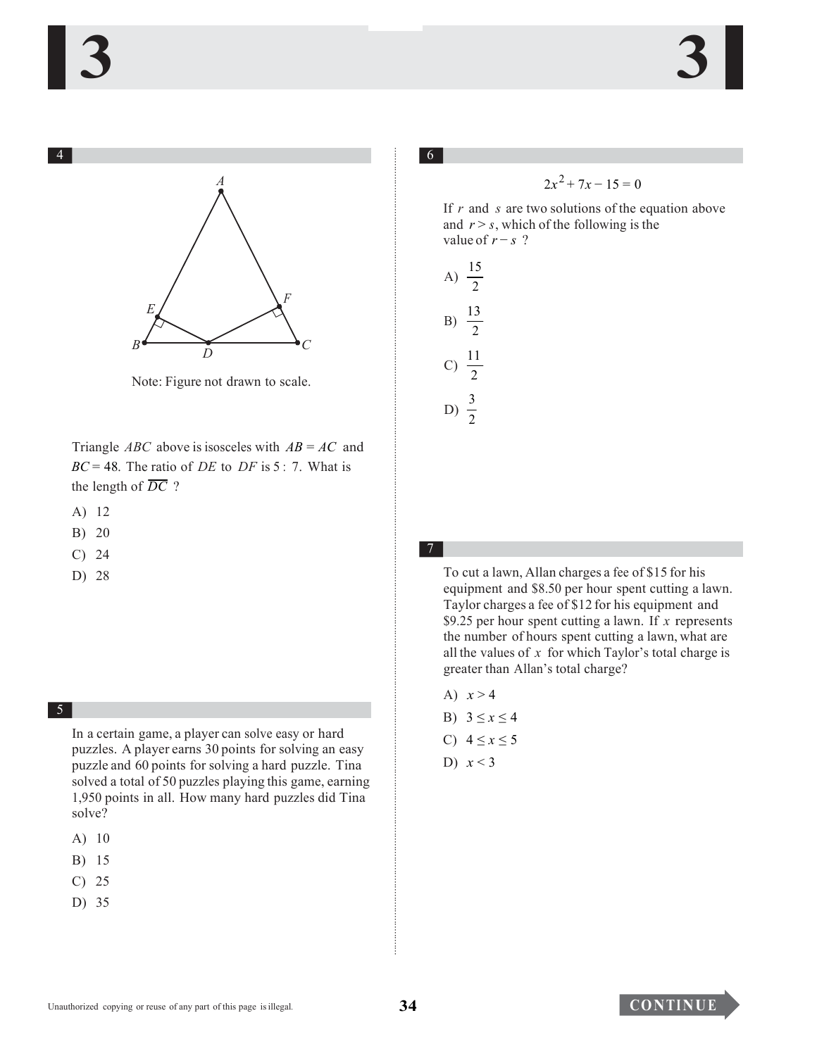**4**

Note: Figure not drawn to scale.

Triangle $ABC$ above is isosceles with $AB = AC$ and $BC = 48$. The ratio of $DE$ to $DF$ is $5:7$. What is the length of $\overline{DC}$ ?

A) 12

B) 20

C) 24

D) 28

**5**

In a certain game, a player can solve easy or hard puzzles. A player earns 30 points for solving an easy puzzle and 60 points for solving a hard puzzle. Tina solved a total of 50 puzzles playing this game, earning 1,950 points in all. How many hard puzzles did Tina solve?

A) 10

B) 15

C) 25

D) 35

**6**

$$2x^2 + 7x - 15 = 0$$

If $r$ and $s$ are two solutions of the equation above and $r > s$, which of the following is the value of $r - s$ ?

A) $\dfrac{15}{2}$

B) $\dfrac{13}{2}$

C) $\dfrac{11}{2}$

D) $\dfrac{3}{2}$

**7**

To cut a lawn, Allan charges a fee of $15 for his equipment and $8.50 per hour spent cutting a lawn. Taylor charges a fee of $12 for his equipment and $9.25 per hour spent cutting a lawn. If $x$ represents the number of hours spent cutting a lawn, what are all the values of $x$ for which Taylor's total charge is greater than Allan's total charge?

A) $x > 4$

B) $3 \leq x \leq 4$

C) $4 \leq x \leq 5$

D) $x < 3$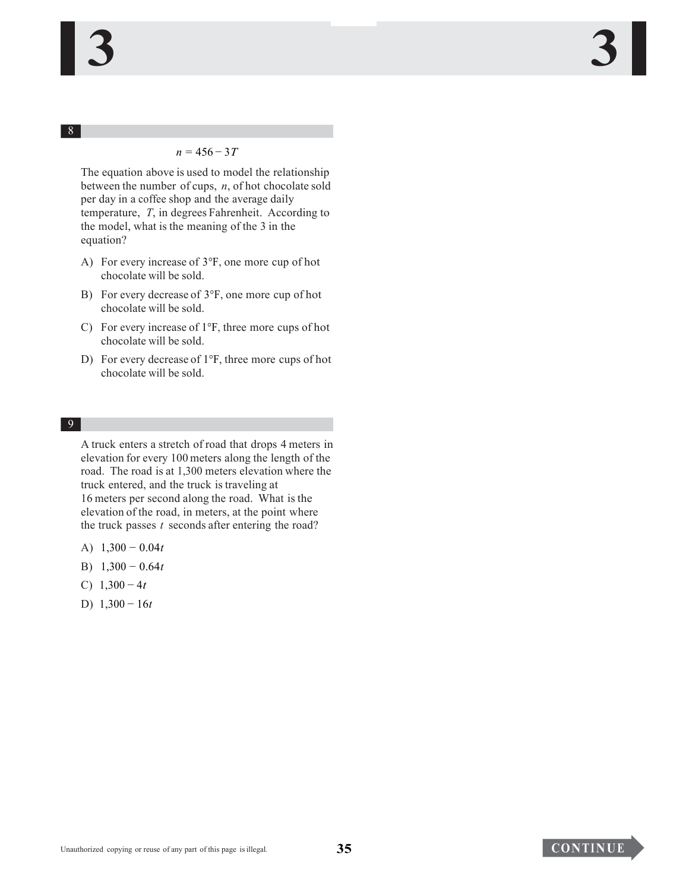**8**

$$n = 456 - 3T$$

The equation above is used to model the relationship between the number of cups, $n$, of hot chocolate sold per day in a coffee shop and the average daily temperature, $T$, in degrees Fahrenheit. According to the model, what is the meaning of the 3 in the equation?

A) For every increase of 3°F, one more cup of hot chocolate will be sold.

B) For every decrease of 3°F, one more cup of hot chocolate will be sold.

C) For every increase of 1°F, three more cups of hot chocolate will be sold.

D) For every decrease of 1°F, three more cups of hot chocolate will be sold.

**9**

A truck enters a stretch of road that drops 4 meters in elevation for every 100 meters along the length of the road. The road is at 1,300 meters elevation where the truck entered, and the truck is traveling at 16 meters per second along the road. What is the elevation of the road, in meters, at the point where the truck passes $t$ seconds after entering the road?

A) $1{,}300 - 0.04t$

B) $1{,}300 - 0.64t$

C) $1{,}300 - 4t$

D) $1{,}300 - 16t$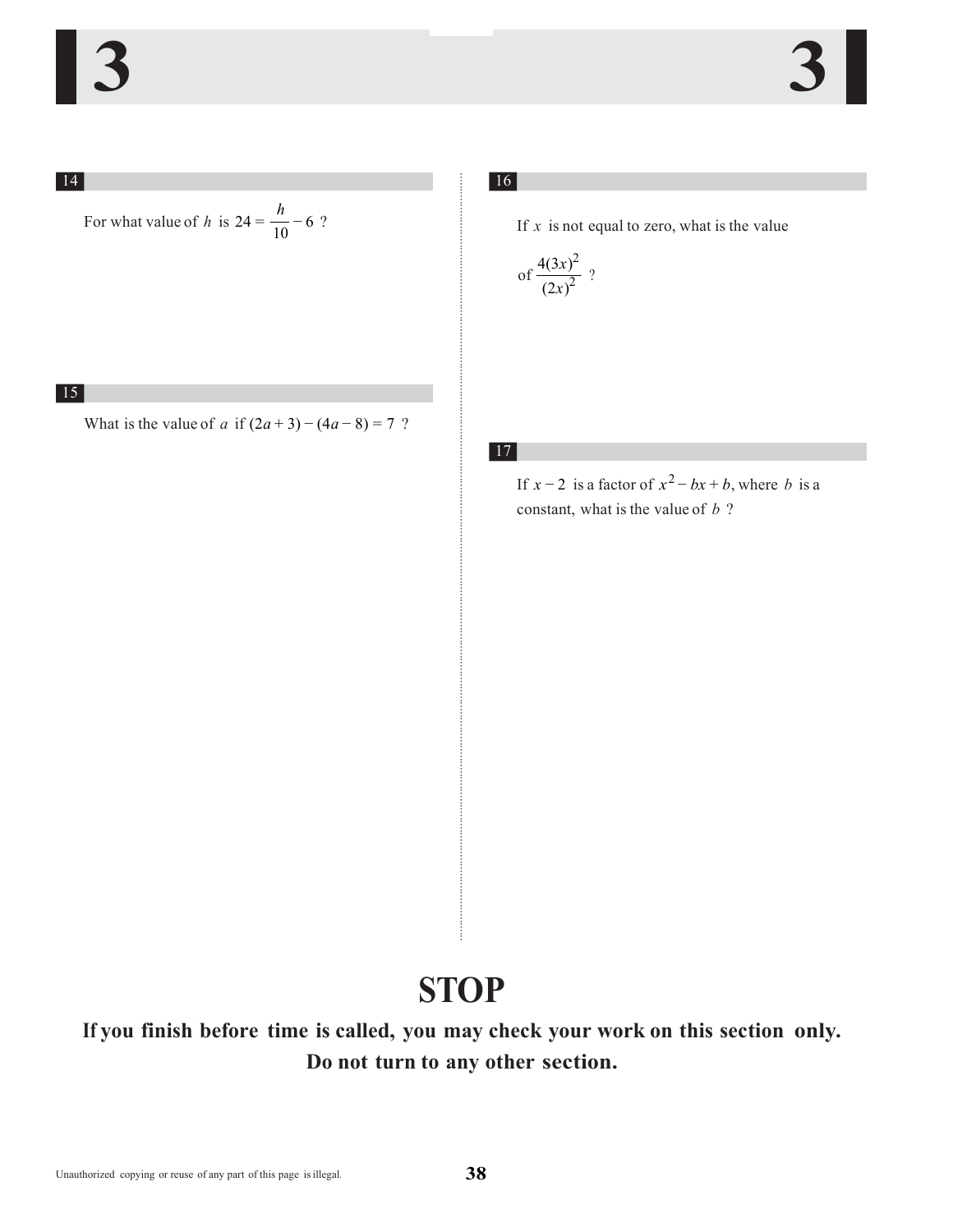**14**

For what value of $h$ is $24 = \frac{h}{10} - 6$ ?

**15**

What is the value of $a$ if $(2a + 3) - (4a - 8) = 7$ ?

**16**

If $x$ is not equal to zero, what is the value of $\frac{4(3x)^2}{(2x)^2}$ ?

**17**

If $x - 2$ is a factor of $x^2 - bx + b$, where $b$ is a constant, what is the value of $b$ ?

# STOP

**If you finish before time is called, you may check your work on this section only. Do not turn to any other section.**

Unauthorized copying or reuse of any part of this page is illegal.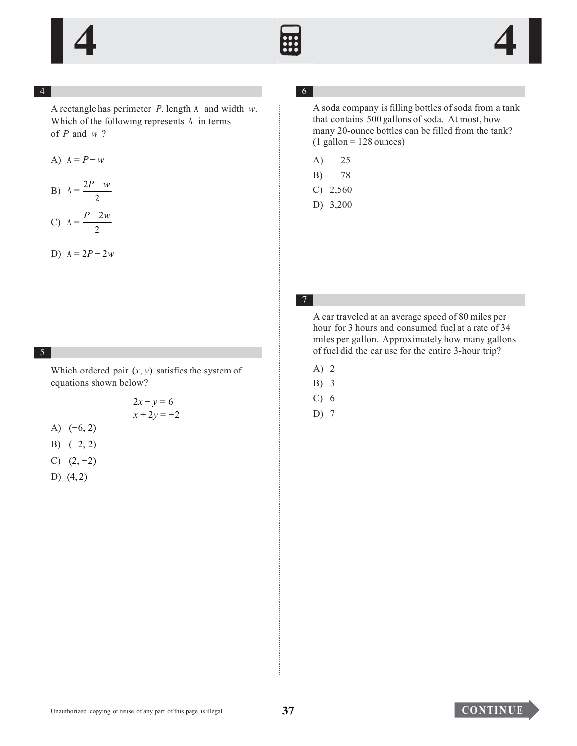## 4

A rectangle has perimeter $P$, length $\ell$ and width $w$. Which of the following represents $\ell$ in terms of $P$ and $w$ ?

A) $\ell = P - w$

B) $\ell = \dfrac{2P - w}{2}$

C) $\ell = \dfrac{P - 2w}{2}$

D) $\ell = 2P - 2w$

## 5

Which ordered pair $(x, y)$ satisfies the system of equations shown below?

$$2x - y = 6$$
$$x + 2y = -2$$

A) $(-6, 2)$

B) $(-2, 2)$

C) $(2, -2)$

D) $(4, 2)$

## 6

A soda company is filling bottles of soda from a tank that contains 500 gallons of soda. At most, how many 20-ounce bottles can be filled from the tank? (1 gallon = 128 ounces)

A) 25

B) 78

C) 2,560

D) 3,200

## 7

A car traveled at an average speed of 80 miles per hour for 3 hours and consumed fuel at a rate of 34 miles per gallon. Approximately how many gallons of fuel did the car use for the entire 3-hour trip?

A) 2

B) 3

C) 6

D) 7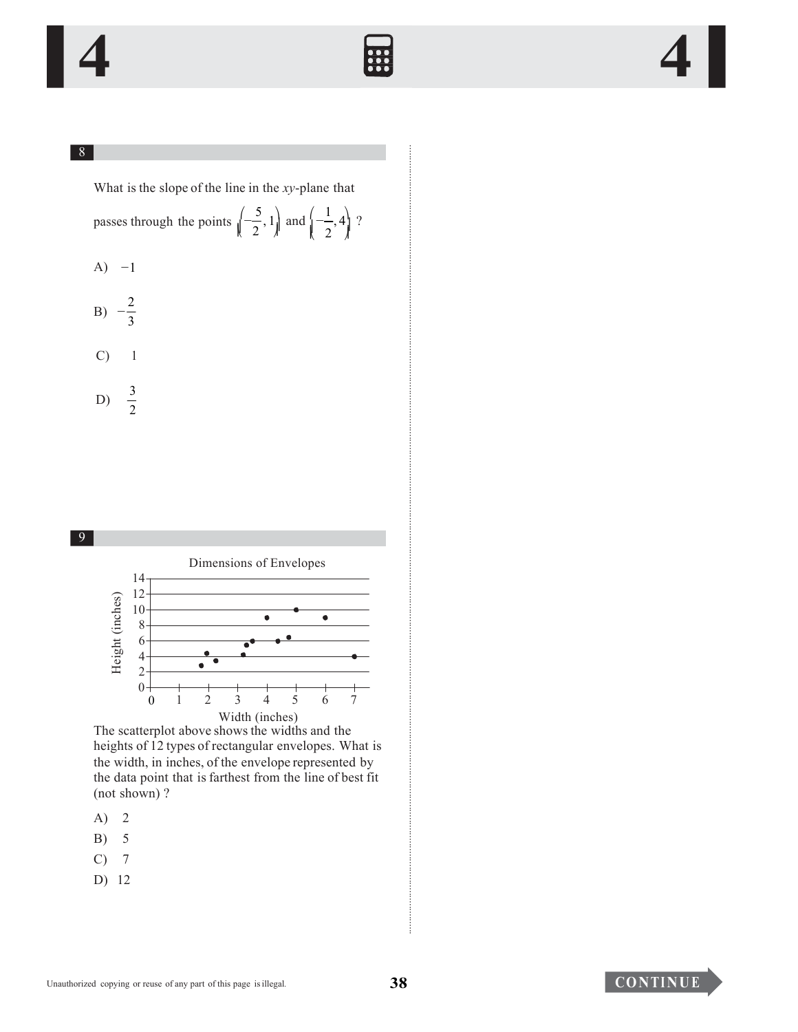**8**

What is the slope of the line in the *xy*-plane that passes through the points $\left(-\frac{5}{2}, 1\right)$ and $\left(-\frac{1}{2}, 4\right)$ ?

A) $-1$

B) $-\frac{2}{3}$

C) $1$

D) $\frac{3}{2}$

**9**

Dimensions of Envelopes

Height (inches) vs. Width (inches)

The scatterplot above shows the widths and the heights of 12 types of rectangular envelopes. What is the width, in inches, of the envelope represented by the data point that is farthest from the line of best fit (not shown) ?

A) 2

B) 5

C) 7

D) 12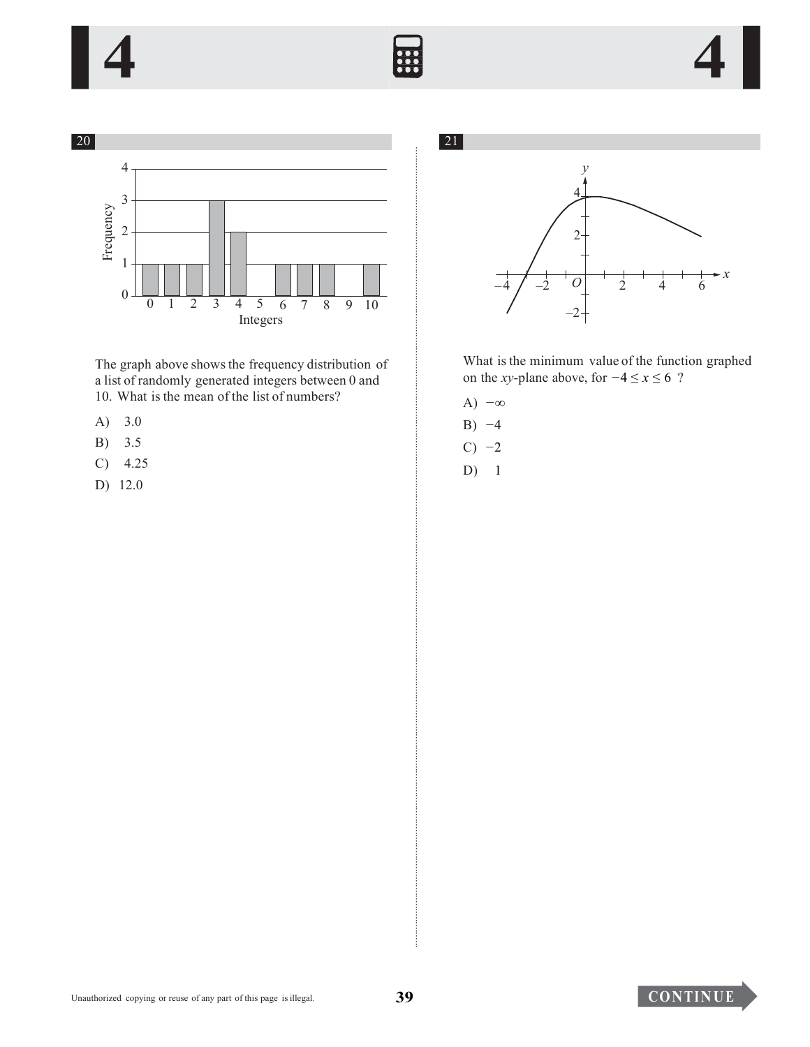**20**

4
3
2
1
0
Frequency
0 1 2 3 4 5 6 7 8 9 10
Integers

The graph above shows the frequency distribution of a list of randomly generated integers between 0 and 10. What is the mean of the list of numbers?

A) 3.0

B) 3.5

C) 4.25

D) 12.0

**21**

y
4
2
−4
−2
O
2
4
6
x
−2

What is the minimum value of the function graphed on the *xy*-plane above, for $-4 \le x \le 6$ ?

A) $-\infty$

B) $-4$

C) $-2$

D) 1